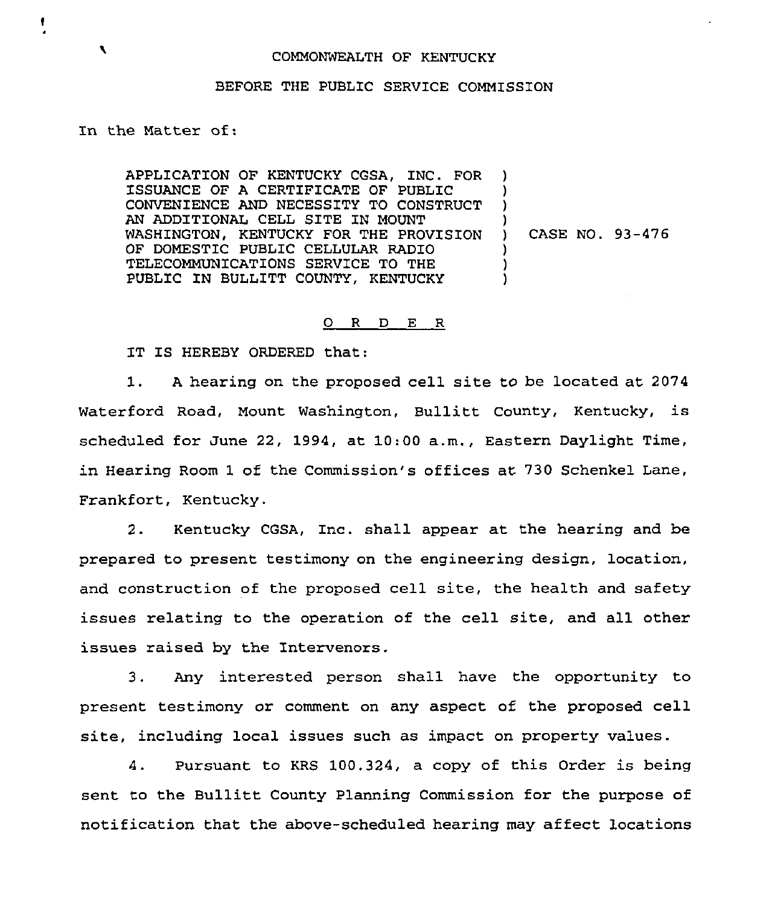COMMONWEALTH OF KENTUCKY

BEFORE THE PUBLIC SERVICE COMMISSION

In the Matter of:

APPLICATION OF KENTUCKY CGSA, INC. FOR ISSUANCE OF A CERTIFICATE OF PUBLIC CONVENIENCE AND NECESSITY TO CONSTRUCT AN ADDITIONAL CELL SITE IN MOUNT WASHINGTON, KENTUCKY FOR THE PROVISION OF DOMESTIC PUBLIC CELLULAR RADIO TELECOMMUNICATIONS SERVICE TO THE PUBLIC IN BULLITT COUNTY, KENTUCKY ) CASE NO. 93-476

O R D E R

IT IS HEREBY ORDERED that:

1. A hearing on the proposed cell site to be located at 2074 Waterford Road, Mount Washington, Bullitt County, Kentucky, is scheduled for June 22, 1994, at 10:00 a.m., Eastern Daylight Time, in Hearing Room 1 of the Commission's offices at 730 Schenkel Lane, Frankfort, Kentucky.

2. Kentucky CGSA, Inc. shall appear at the hearing and be prepared to present testimony on the engineering design, location, and construction of the proposed cell site, the health and safety issues relating to the operation of the cell site, and all other issues raised by the Intervenors.

3. Any interested person shall have the opportunity to present testimony or comment on any aspect of the proposed cell site, including local issues such as impact on property values.

4. Pursuant to KRS 100.324, a copy of this Order is being sent to the Bullitt County Planning Commission for the purpose of notification that the above-scheduled hearing may affect locations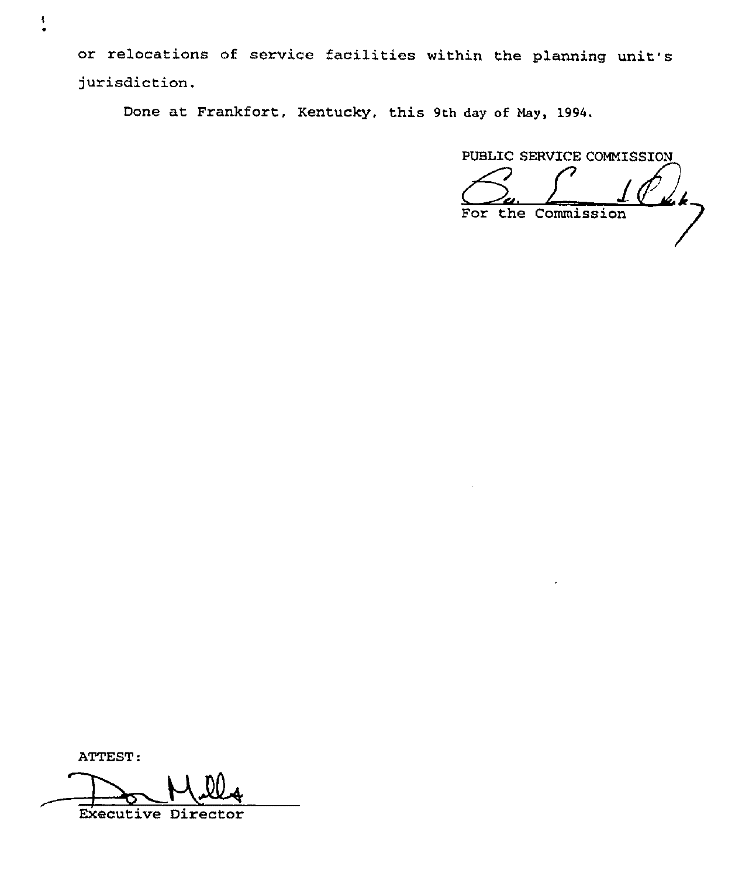or relocations of service facilities within the planning unit's jurisdiction.

Done at Frankfort, Kentucky, this 9th day of May, 1994.

PUBLIC SERVICE COMMISSION

For the Commission

ATTEST:

Executive Director